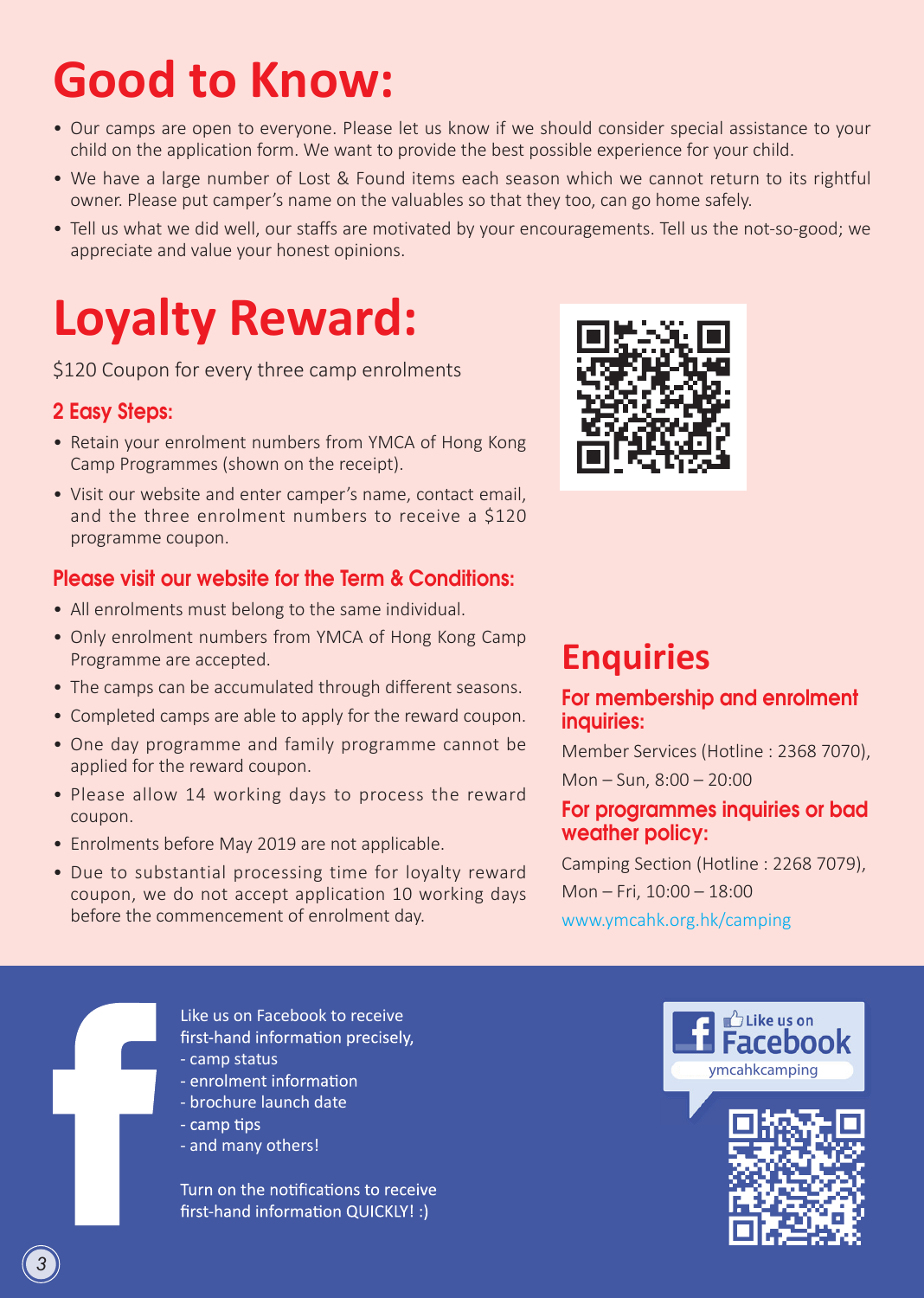# Good to Know:

- Our camps are open to everyone. Please let us know if we should consider special assistance to your child on the application form. We want to provide the best possible experience for your child.
- We have a large number of Lost & Found items each season which we cannot return to its rightful owner. Please put camper's name on the valuables so that they too, can go home safely.
- Tell us what we did well, our staffs are motivated by your encouragements. Tell us the not-so-good; we appreciate and value your honest opinions.

# Loyalty Reward:

$120 Coupon for every three camp enrolments

### 2 Easy Steps:

- Retain your enrolment numbers from YMCA of Hong Kong Camp Programmes (shown on the receipt).
- Visit our website and enter camper's name, contact email, and the three enrolment numbers to receive a $120 programme coupon.

### Please visit our website for the Term & Conditions:

- All enrolments must belong to the same individual.
- Only enrolment numbers from YMCA of Hong Kong Camp Programme are accepted.
- The camps can be accumulated through different seasons.
- Completed camps are able to apply for the reward coupon.
- One day programme and family programme cannot be applied for the reward coupon.
- Please allow 14 working days to process the reward coupon.
- Enrolments before May 2019 are not applicable.
- Due to substantial processing time for loyalty reward coupon, we do not accept application 10 working days before the commencement of enrolment day.

## Enquiries

### For membership and enrolment inquiries:

Member Services (Hotline : 2368 7070),
Mon – Sun, 8:00 – 20:00

### For programmes inquiries or bad weather policy:

Camping Section (Hotline : 2268 7079),
Mon – Fri, 10:00 – 18:00

www.ymcahk.org.hk/camping

Like us on Facebook to receive first-hand information precisely,
- camp status
- enrolment information
- brochure launch date
- camp tips
- and many others!

Turn on the notifications to receive first-hand information QUICKLY! :)

Like us on Facebook
ymcahkcamping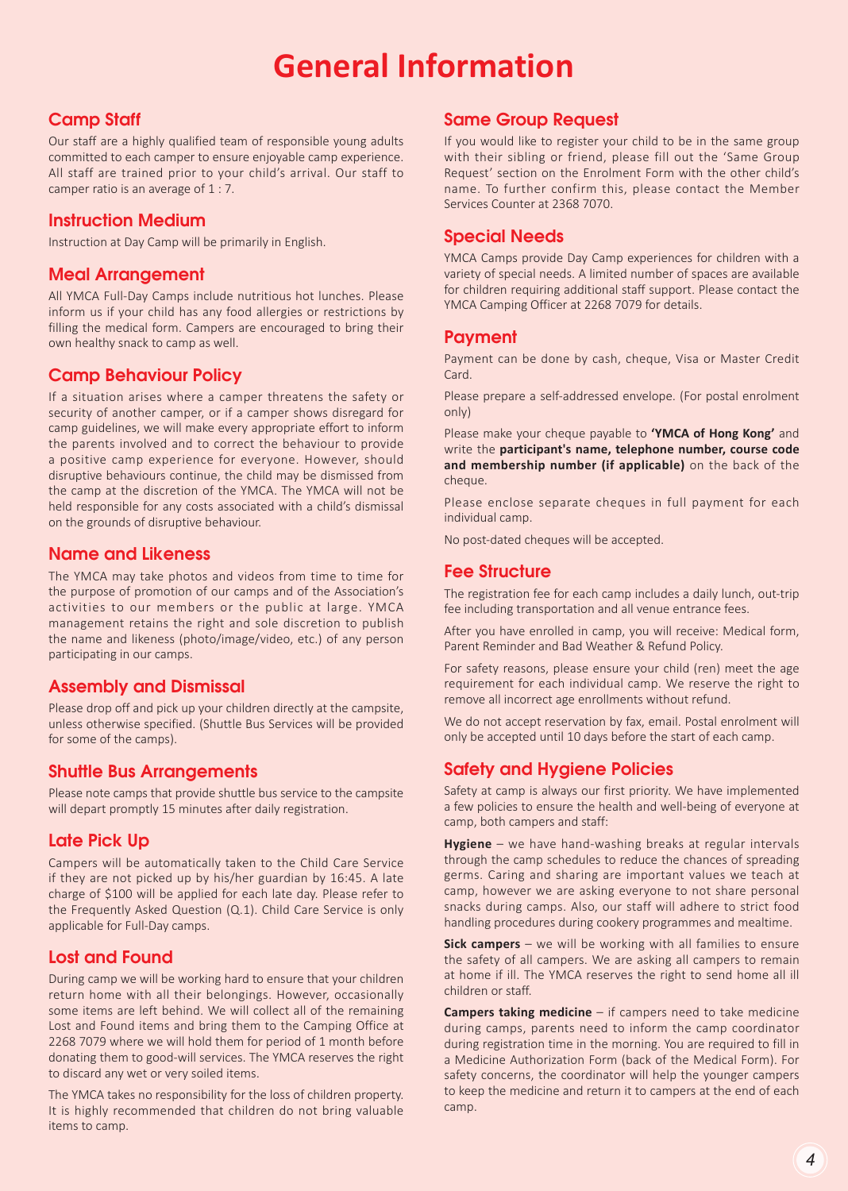# General Information

## Camp Staff

Our staff are a highly qualified team of responsible young adults committed to each camper to ensure enjoyable camp experience. All staff are trained prior to your child's arrival. Our staff to camper ratio is an average of 1 : 7.

## Instruction Medium

Instruction at Day Camp will be primarily in English.

## Meal Arrangement

All YMCA Full-Day Camps include nutritious hot lunches. Please inform us if your child has any food allergies or restrictions by filling the medical form. Campers are encouraged to bring their own healthy snack to camp as well.

## Camp Behaviour Policy

If a situation arises where a camper threatens the safety or security of another camper, or if a camper shows disregard for camp guidelines, we will make every appropriate effort to inform the parents involved and to correct the behaviour to provide a positive camp experience for everyone. However, should disruptive behaviours continue, the child may be dismissed from the camp at the discretion of the YMCA. The YMCA will not be held responsible for any costs associated with a child's dismissal on the grounds of disruptive behaviour.

## Name and Likeness

The YMCA may take photos and videos from time to time for the purpose of promotion of our camps and of the Association's activities to our members or the public at large. YMCA management retains the right and sole discretion to publish the name and likeness (photo/image/video, etc.) of any person participating in our camps.

## Assembly and Dismissal

Please drop off and pick up your children directly at the campsite, unless otherwise specified. (Shuttle Bus Services will be provided for some of the camps).

## Shuttle Bus Arrangements

Please note camps that provide shuttle bus service to the campsite will depart promptly 15 minutes after daily registration.

## Late Pick Up

Campers will be automatically taken to the Child Care Service if they are not picked up by his/her guardian by 16:45. A late charge of $100 will be applied for each late day. Please refer to the Frequently Asked Question (Q.1). Child Care Service is only applicable for Full-Day camps.

## Lost and Found

During camp we will be working hard to ensure that your children return home with all their belongings. However, occasionally some items are left behind. We will collect all of the remaining Lost and Found items and bring them to the Camping Office at 2268 7079 where we will hold them for period of 1 month before donating them to good-will services. The YMCA reserves the right to discard any wet or very soiled items.

The YMCA takes no responsibility for the loss of children property. It is highly recommended that children do not bring valuable items to camp.

## Same Group Request

If you would like to register your child to be in the same group with their sibling or friend, please fill out the 'Same Group Request' section on the Enrolment Form with the other child's name. To further confirm this, please contact the Member Services Counter at 2368 7070.

## Special Needs

YMCA Camps provide Day Camp experiences for children with a variety of special needs. A limited number of spaces are available for children requiring additional staff support. Please contact the YMCA Camping Officer at 2268 7079 for details.

## Payment

Payment can be done by cash, cheque, Visa or Master Credit Card.

Please prepare a self-addressed envelope. (For postal enrolment only)

Please make your cheque payable to **'YMCA of Hong Kong'** and write the **participant's name, telephone number, course code and membership number (if applicable)** on the back of the cheque.

Please enclose separate cheques in full payment for each individual camp.

No post-dated cheques will be accepted.

## Fee Structure

The registration fee for each camp includes a daily lunch, out-trip fee including transportation and all venue entrance fees.

After you have enrolled in camp, you will receive: Medical form, Parent Reminder and Bad Weather & Refund Policy.

For safety reasons, please ensure your child (ren) meet the age requirement for each individual camp. We reserve the right to remove all incorrect age enrollments without refund.

We do not accept reservation by fax, email. Postal enrolment will only be accepted until 10 days before the start of each camp.

## Safety and Hygiene Policies

Safety at camp is always our first priority. We have implemented a few policies to ensure the health and well-being of everyone at camp, both campers and staff:

**Hygiene** – we have hand-washing breaks at regular intervals through the camp schedules to reduce the chances of spreading germs. Caring and sharing are important values we teach at camp, however we are asking everyone to not share personal snacks during camps. Also, our staff will adhere to strict food handling procedures during cookery programmes and mealtime.

**Sick campers** – we will be working with all families to ensure the safety of all campers. We are asking all campers to remain at home if ill. The YMCA reserves the right to send home all ill children or staff.

**Campers taking medicine** – if campers need to take medicine during camps, parents need to inform the camp coordinator during registration time in the morning. You are required to fill in a Medicine Authorization Form (back of the Medical Form). For safety concerns, the coordinator will help the younger campers to keep the medicine and return it to campers at the end of each camp.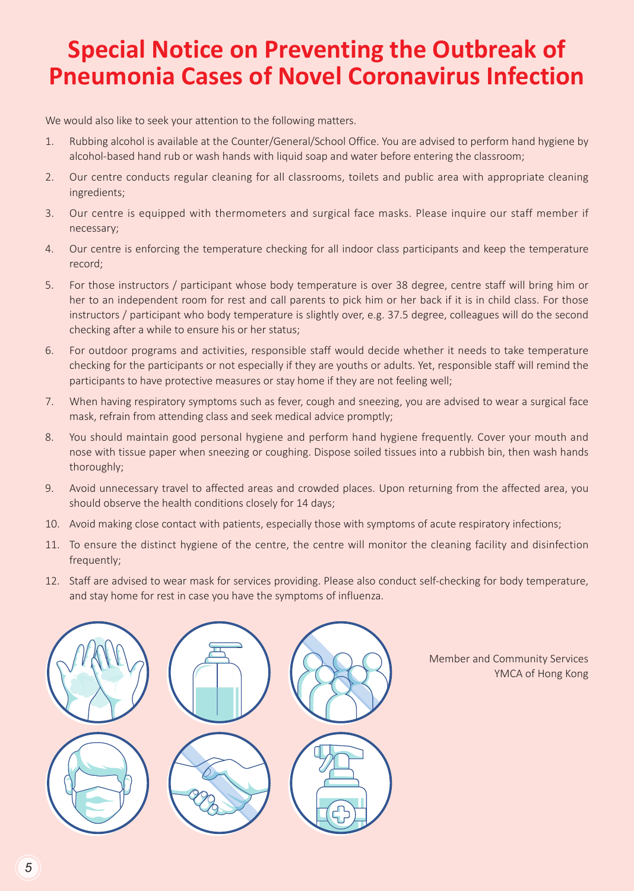# Special Notice on Preventing the Outbreak of Pneumonia Cases of Novel Coronavirus Infection

We would also like to seek your attention to the following matters.

1. Rubbing alcohol is available at the Counter/General/School Office. You are advised to perform hand hygiene by alcohol-based hand rub or wash hands with liquid soap and water before entering the classroom;
2. Our centre conducts regular cleaning for all classrooms, toilets and public area with appropriate cleaning ingredients;
3. Our centre is equipped with thermometers and surgical face masks. Please inquire our staff member if necessary;
4. Our centre is enforcing the temperature checking for all indoor class participants and keep the temperature record;
5. For those instructors / participant whose body temperature is over 38 degree, centre staff will bring him or her to an independent room for rest and call parents to pick him or her back if it is in child class. For those instructors / participant who body temperature is slightly over, e.g. 37.5 degree, colleagues will do the second checking after a while to ensure his or her status;
6. For outdoor programs and activities, responsible staff would decide whether it needs to take temperature checking for the participants or not especially if they are youths or adults. Yet, responsible staff will remind the participants to have protective measures or stay home if they are not feeling well;
7. When having respiratory symptoms such as fever, cough and sneezing, you are advised to wear a surgical face mask, refrain from attending class and seek medical advice promptly;
8. You should maintain good personal hygiene and perform hand hygiene frequently. Cover your mouth and nose with tissue paper when sneezing or coughing. Dispose soiled tissues into a rubbish bin, then wash hands thoroughly;
9. Avoid unnecessary travel to affected areas and crowded places. Upon returning from the affected area, you should observe the health conditions closely for 14 days;
10. Avoid making close contact with patients, especially those with symptoms of acute respiratory infections;
11. To ensure the distinct hygiene of the centre, the centre will monitor the cleaning facility and disinfection frequently;
12. Staff are advised to wear mask for services providing. Please also conduct self-checking for body temperature, and stay home for rest in case you have the symptoms of influenza.

Member and Community Services
YMCA of Hong Kong